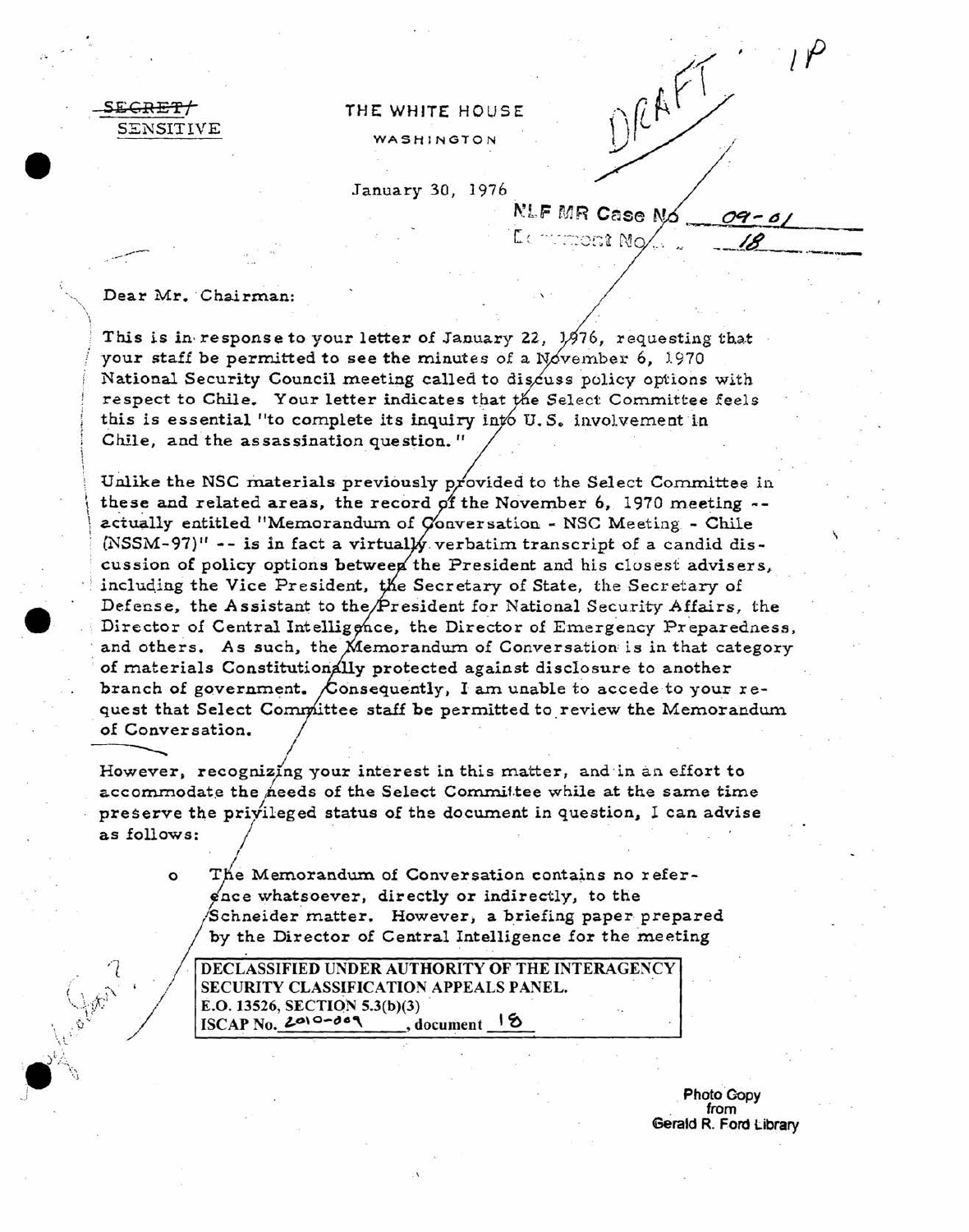~~SECRET/~~
SENSITIVE

THE WHITE HOUSE

WASHINGTON

DRAFT

January 30, 1976

NLF MR Case No. 09-01
Document No. 18

Dear Mr. Chairman:

This is in response to your letter of January 22, 1976, requesting that your staff be permitted to see the minutes of a November 6, 1970 National Security Council meeting called to discuss policy options with respect to Chile. Your letter indicates that the Select Committee feels this is essential "to complete its inquiry into U.S. involvement in Chile, and the assassination question."

Unlike the NSC materials previously provided to the Select Committee in these and related areas, the record of the November 6, 1970 meeting -- actually entitled "Memorandum of Conversation - NSC Meeting - Chile (NSSM-97)" -- is in fact a virtually verbatim transcript of a candid discussion of policy options between the President and his closest advisers, including the Vice President, the Secretary of State, the Secretary of Defense, the Assistant to the President for National Security Affairs, the Director of Central Intelligence, the Director of Emergency Preparedness, and others. As such, the Memorandum of Conversation is in that category of materials Constitutionally protected against disclosure to another branch of government. Consequently, I am unable to accede to your request that Select Committee staff be permitted to review the Memorandum of Conversation.

However, recognizing your interest in this matter, and in an effort to accommodate the needs of the Select Committee while at the same time preserve the privileged status of the document in question, I can advise as follows:

- The Memorandum of Conversation contains no reference whatsoever, directly or indirectly, to the Schneider matter. However, a briefing paper prepared by the Director of Central Intelligence for the meeting

DECLASSIFIED UNDER AUTHORITY OF THE INTERAGENCY SECURITY CLASSIFICATION APPEALS PANEL.
E.O. 13526, SECTION 5.3(b)(3)
ISCAP No. 2010-009, document 18

Photo Copy from Gerald R. Ford Library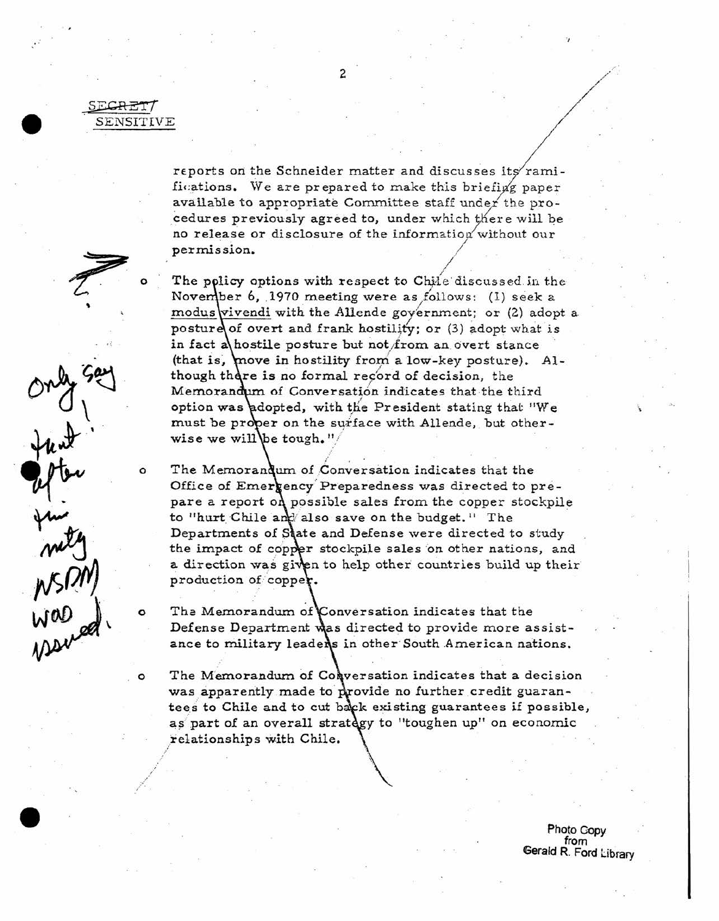SECRET/
SENSITIVE

reports on the Schneider matter and discusses its ramifications. We are prepared to make this briefing paper available to appropriate Committee staff under the procedures previously agreed to, under which there will be no release or disclosure of the information without our permission.

- The policy options with respect to Chile discussed in the November 6, 1970 meeting were as follows: (1) seek a _modus vivendi_ with the Allende government; or (2) adopt a posture of overt and frank hostility; or (3) adopt what is in fact a hostile posture but not from an overt stance (that is, move in hostility from a low-key posture). Although there is no formal record of decision, the Memorandum of Conversation indicates that the third option was adopted, with the President stating that "We must be proper on the surface with Allende, but otherwise we will be tough."

- The Memorandum of Conversation indicates that the Office of Emergency Preparedness was directed to prepare a report on possible sales from the copper stockpile to "hurt Chile and also save on the budget." The Departments of State and Defense were directed to study the impact of copper stockpile sales on other nations, and a direction was given to help other countries build up their production of copper.

- The Memorandum of Conversation indicates that the Defense Department was directed to provide more assistance to military leaders in other South American nations.

- The Memorandum of Conversation indicates that a decision was apparently made to provide no further credit guarantees to Chile and to cut back existing guarantees if possible, as part of an overall strategy to "toughen up" on economic relationships with Chile.

Only say that! After the mtg NSDM was issued.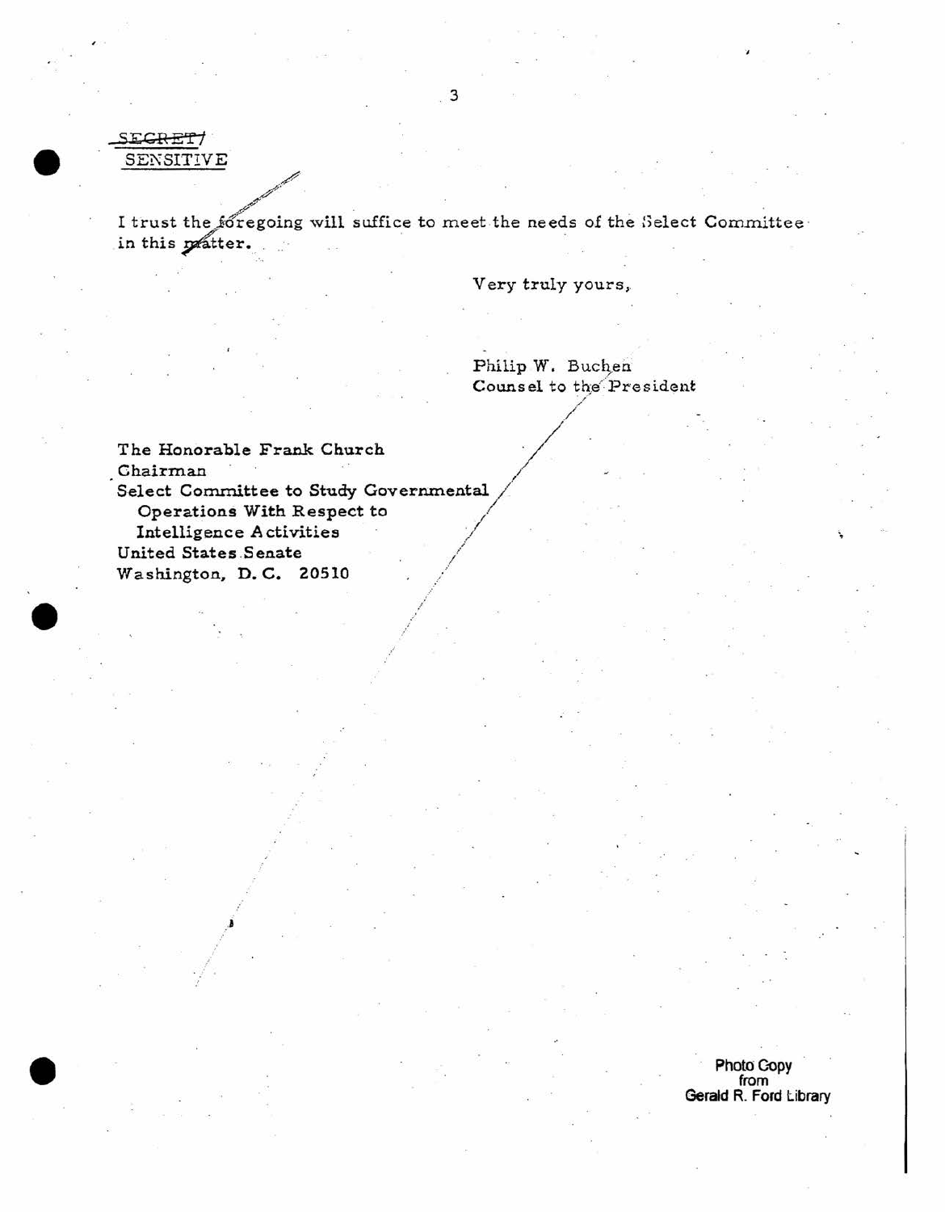~~SECRET~~/
SENSITIVE

I trust the foregoing will suffice to meet the needs of the Select Committee in this matter.

Very truly yours,

Philip W. Buchen
Counsel to the President

The Honorable Frank Church
Chairman
Select Committee to Study Governmental Operations With Respect to Intelligence Activities
United States Senate
Washington, D. C. 20510

Photo Copy
from
Gerald R. Ford Library